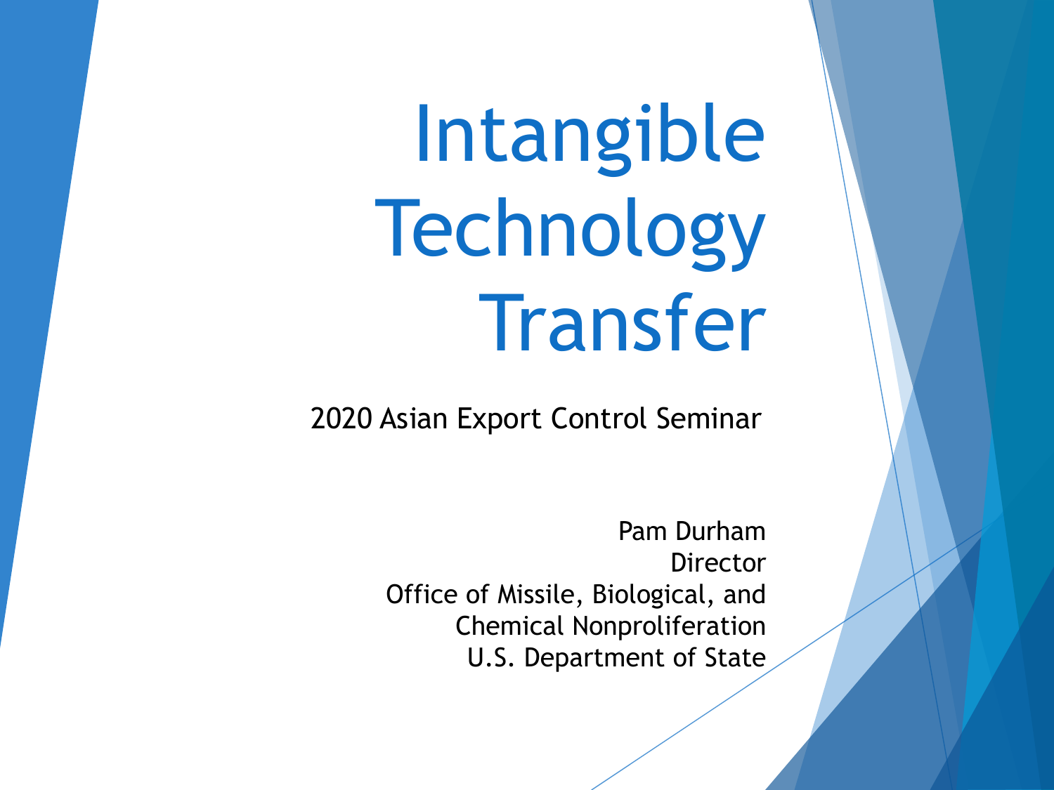# Intangible Technology Transfer

2020 Asian Export Control Seminar

Pam Durham
Director
Office of Missile, Biological, and Chemical Nonproliferation
U.S. Department of State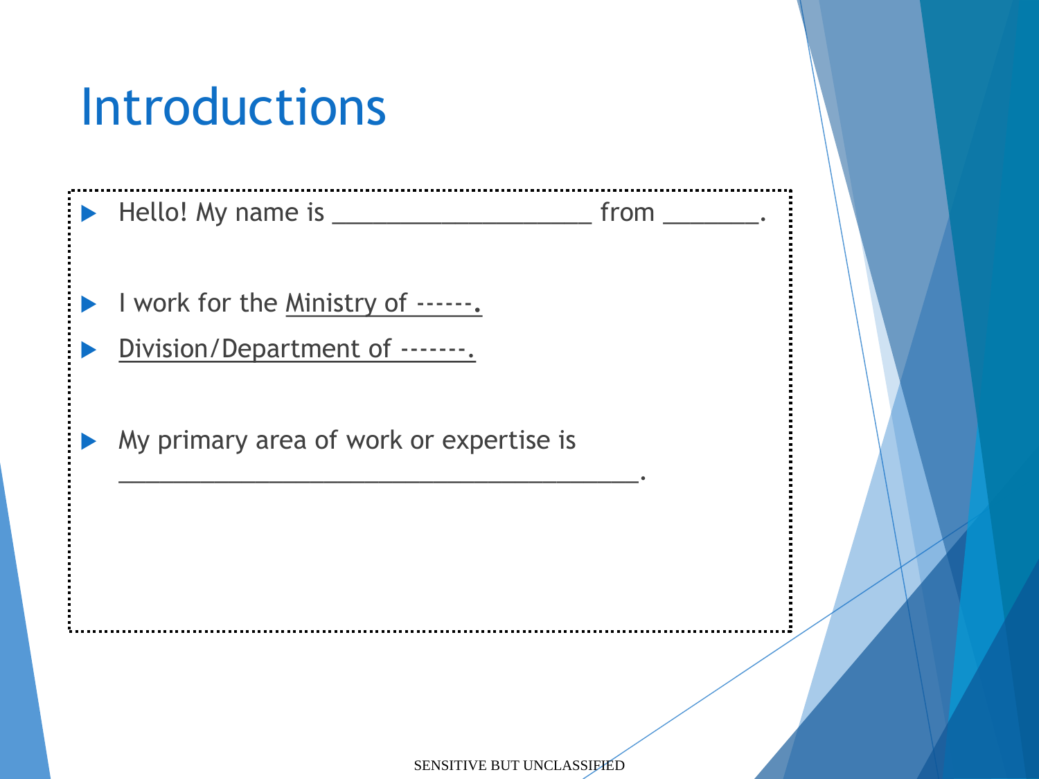# Introductions

- Hello! My name is ____________________ from ________.
- I work for the Ministry of ------.
- Division/Department of -------.
- My primary area of work or expertise is ________________________________________.

SENSITIVE BUT UNCLASSIFIED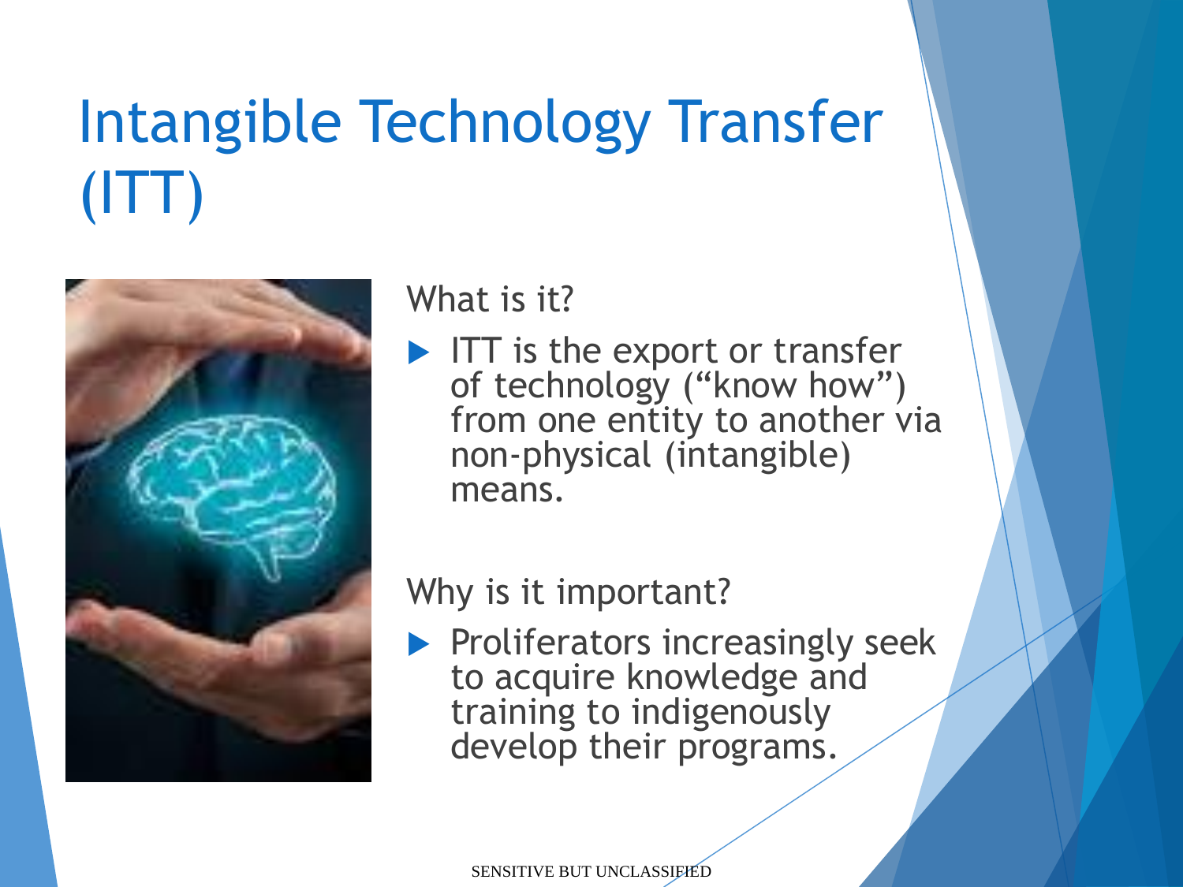# Intangible Technology Transfer (ITT)

What is it?

- ITT is the export or transfer of technology ("know how") from one entity to another via non-physical (intangible) means.

Why is it important?

- Proliferators increasingly seek to acquire knowledge and training to indigenously develop their programs.

SENSITIVE BUT UNCLASSIFIED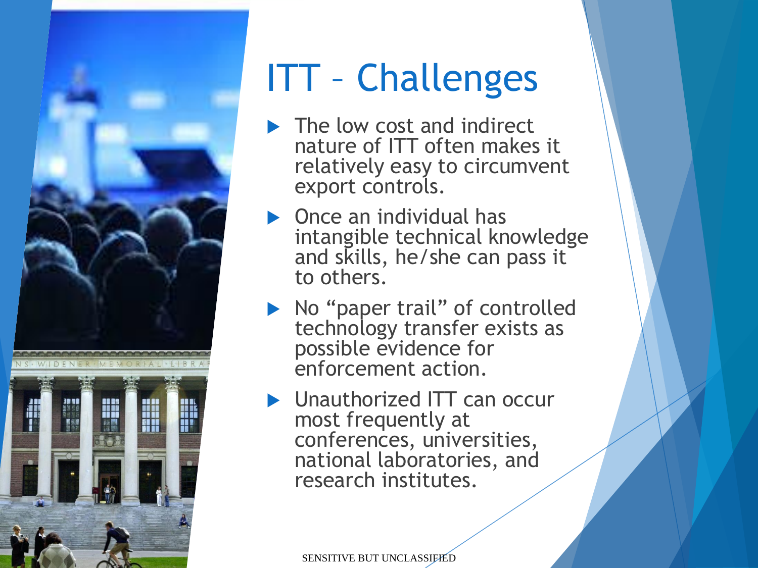# ITT – Challenges

- The low cost and indirect nature of ITT often makes it relatively easy to circumvent export controls.
- Once an individual has intangible technical knowledge and skills, he/she can pass it to others.
- No "paper trail" of controlled technology transfer exists as possible evidence for enforcement action.
- Unauthorized ITT can occur most frequently at conferences, universities, national laboratories, and research institutes.

SENSITIVE BUT UNCLASSIFIED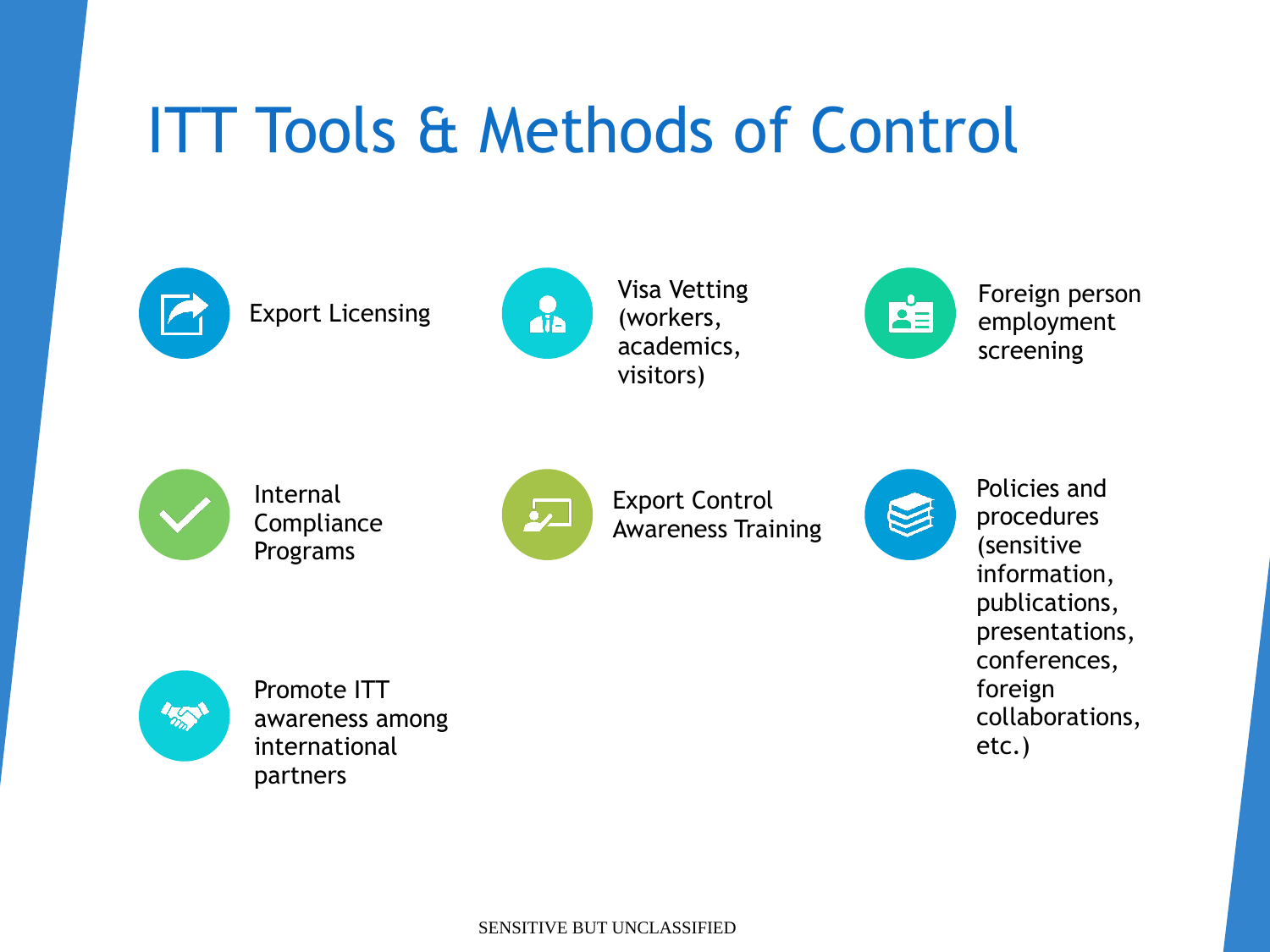# ITT Tools & Methods of Control

- Export Licensing
- Visa Vetting (workers, academics, visitors)
- Foreign person employment screening
- Internal Compliance Programs
- Export Control Awareness Training
- Policies and procedures (sensitive information, publications, presentations, conferences, foreign collaborations, etc.)
- Promote ITT awareness among international partners

SENSITIVE BUT UNCLASSIFIED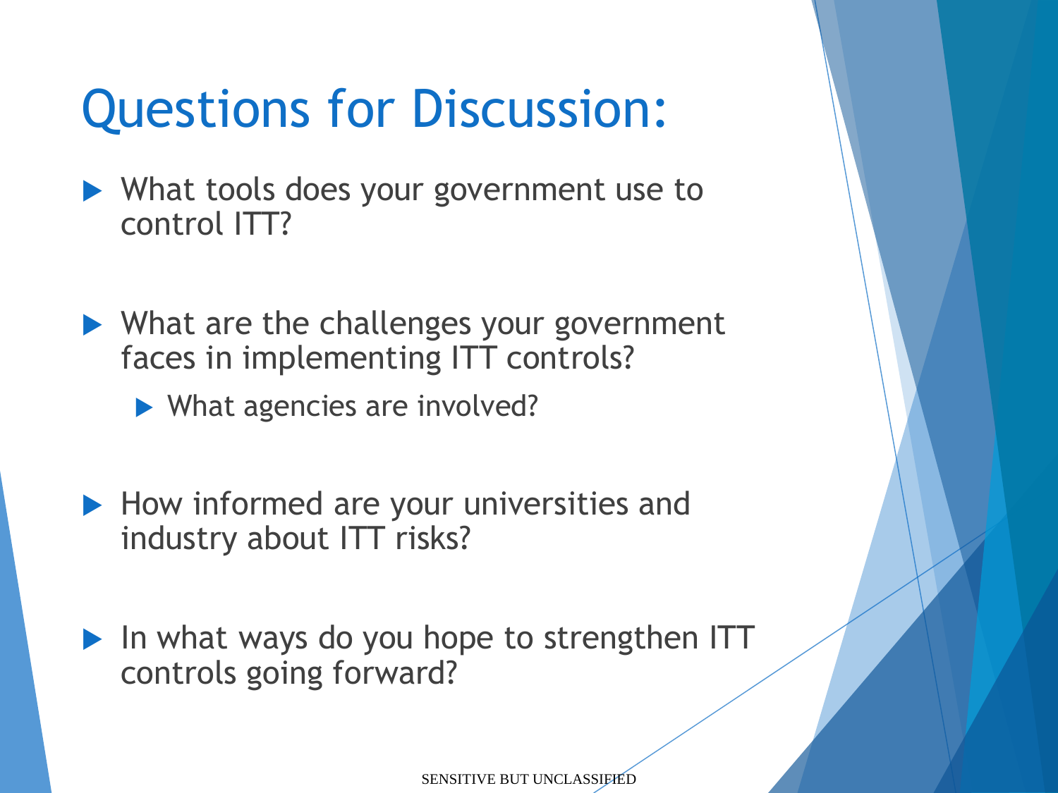# Questions for Discussion:

- What tools does your government use to control ITT?
- What are the challenges your government faces in implementing ITT controls?
  - What agencies are involved?
- How informed are your universities and industry about ITT risks?
- In what ways do you hope to strengthen ITT controls going forward?

SENSITIVE BUT UNCLASSIFIED